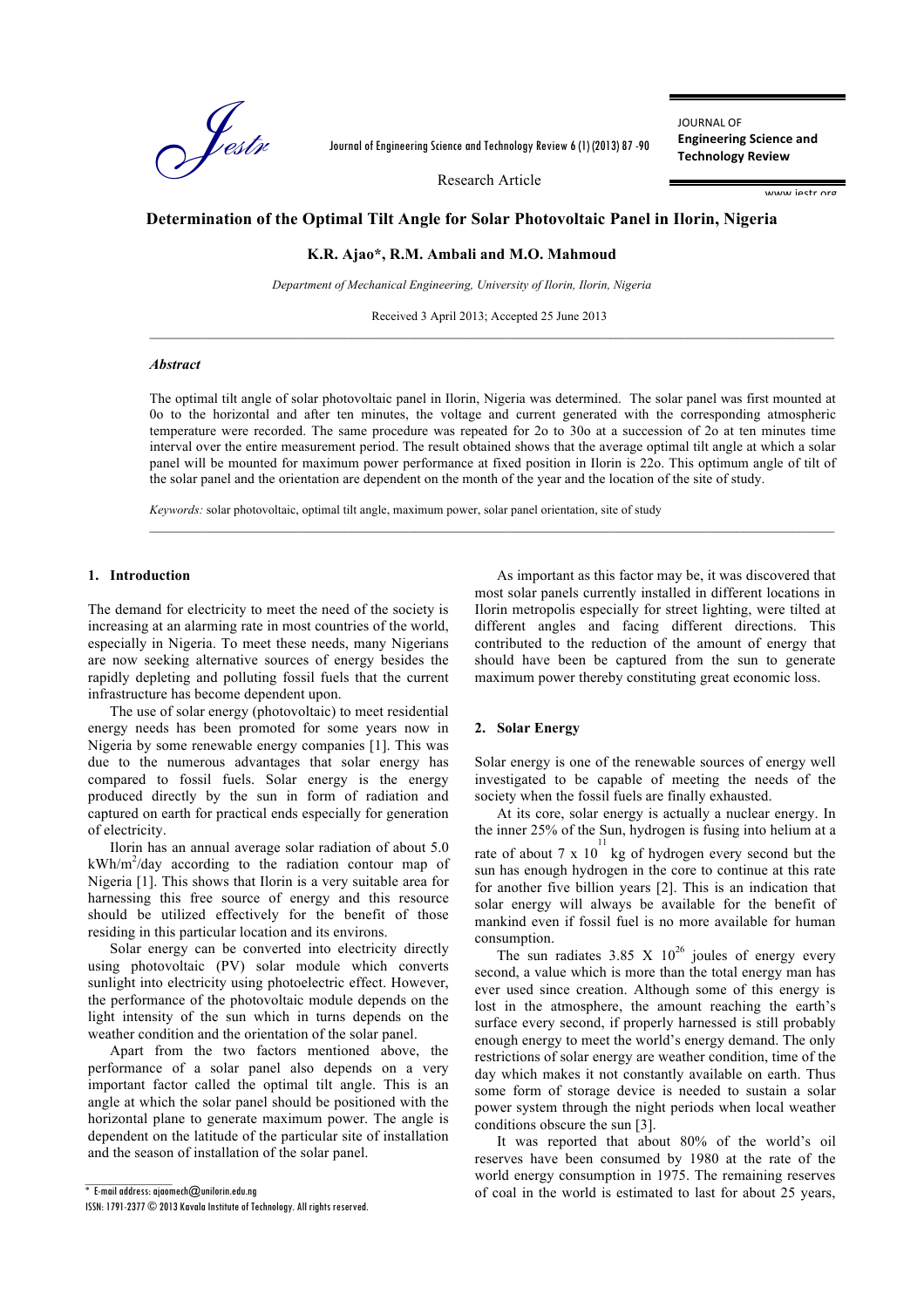Research Article

# Determination of the Optimal Tilt Angle for Solar Photovoltaic Panel in Ilorin, Nigeria

**K.R. Ajao\*, R.M. Ambali and M.O. Mahmoud**

*Department of Mechanical Engineering, University of Ilorin, Ilorin, Nigeria*

Received 3 April 2013; Accepted 25 June 2013

### *Abstract*

The optimal tilt angle of solar photovoltaic panel in Ilorin, Nigeria was determined. The solar panel was first mounted at 0o to the horizontal and after ten minutes, the voltage and current generated with the corresponding atmospheric temperature were recorded. The same procedure was repeated for 2o to 30o at a succession of 2o at ten minutes time interval over the entire measurement period. The result obtained shows that the average optimal tilt angle at which a solar panel will be mounted for maximum power performance at fixed position in Ilorin is 22o. This optimum angle of tilt of the solar panel and the orientation are dependent on the month of the year and the location of the site of study.

*Keywords:* solar photovoltaic, optimal tilt angle, maximum power, solar panel orientation, site of study

## 1. Introduction

The demand for electricity to meet the need of the society is increasing at an alarming rate in most countries of the world, especially in Nigeria. To meet these needs, many Nigerians are now seeking alternative sources of energy besides the rapidly depleting and polluting fossil fuels that the current infrastructure has become dependent upon.

The use of solar energy (photovoltaic) to meet residential energy needs has been promoted for some years now in Nigeria by some renewable energy companies [1]. This was due to the numerous advantages that solar energy has compared to fossil fuels. Solar energy is the energy produced directly by the sun in form of radiation and captured on earth for practical ends especially for generation of electricity.

Ilorin has an annual average solar radiation of about 5.0 $kWh/m^2/day$ according to the radiation contour map of Nigeria [1]. This shows that Ilorin is a very suitable area for harnessing this free source of energy and this resource should be utilized effectively for the benefit of those residing in this particular location and its environs.

Solar energy can be converted into electricity directly using photovoltaic (PV) solar module which converts sunlight into electricity using photoelectric effect. However, the performance of the photovoltaic module depends on the light intensity of the sun which in turns depends on the weather condition and the orientation of the solar panel.

Apart from the two factors mentioned above, the performance of a solar panel also depends on a very important factor called the optimal tilt angle. This is an angle at which the solar panel should be positioned with the horizontal plane to generate maximum power. The angle is dependent on the latitude of the particular site of installation and the season of installation of the solar panel.

As important as this factor may be, it was discovered that most solar panels currently installed in different locations in Ilorin metropolis especially for street lighting, were tilted at different angles and facing different directions. This contributed to the reduction of the amount of energy that should have been captured from the sun to generate maximum power thereby constituting great economic loss.

## 2. Solar Energy

Solar energy is one of the renewable sources of energy well investigated to be capable of meeting the needs of the society when the fossil fuels are finally exhausted.

At its core, solar energy is actually a nuclear energy. In the inner 25% of the Sun, hydrogen is fusing into helium at a rate of about $7 \times 10^{11}$ kg of hydrogen every second but the sun has enough hydrogen in the core to continue at this rate for another five billion years [2]. This is an indication that solar energy will always be available for the benefit of mankind even if fossil fuel is no more available for human consumption.

The sun radiates $3.85 \times 10^{26}$ joules of energy every second, a value which is more than the total energy man has ever used since creation. Although some of this energy is lost in the atmosphere, the amount reaching the earth's surface every second, if properly harnessed is still probably enough energy to meet the world's energy demand. The only restrictions of solar energy are weather condition, time of the day which makes it not constantly available on earth. Thus some form of storage device is needed to sustain a solar power system through the night periods when local weather conditions obscure the sun [3].

It was reported that about 80% of the world's oil reserves have been consumed by 1980 at the rate of the world energy consumption in 1975. The remaining reserves of coal in the world is estimated to last for about 25 years,

\* E-mail address: ajaomech@unilorin.edu.ng

ISSN: 1791-2377 © 2013 Kavala Institute of Technology. All rights reserved.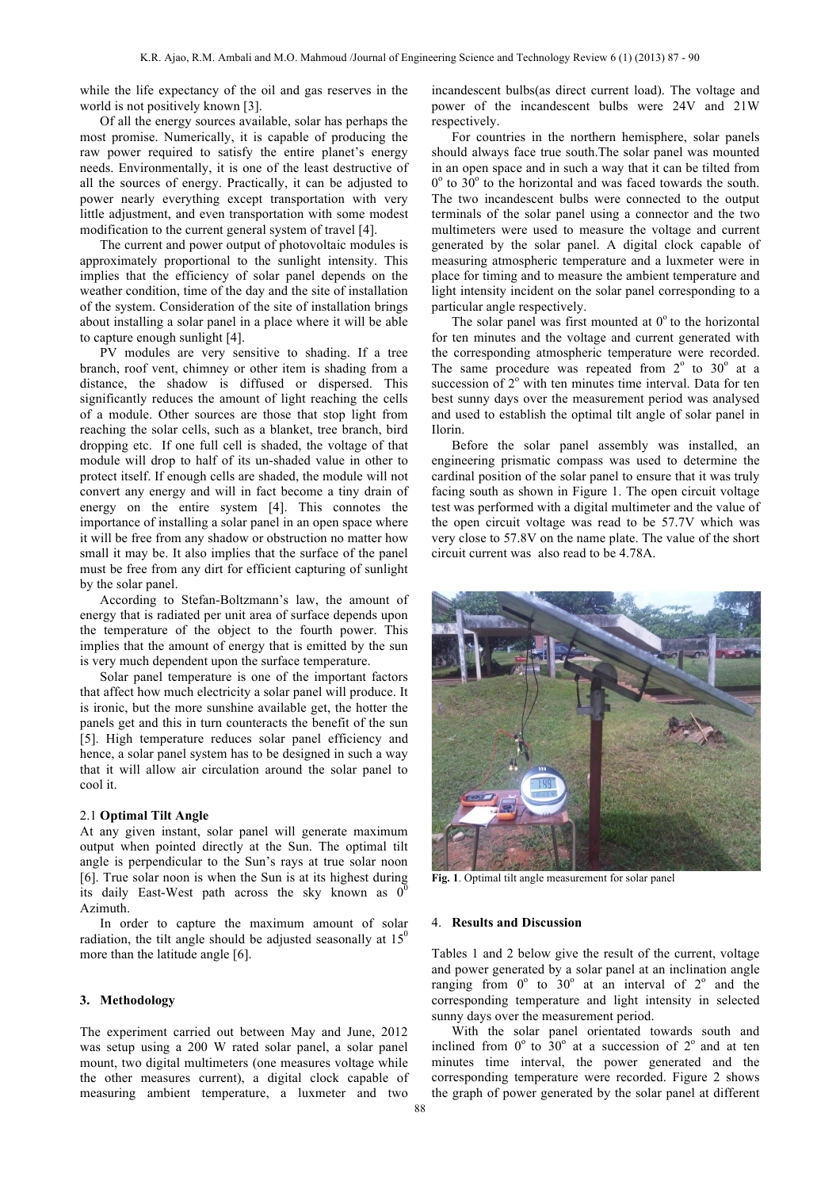while the life expectancy of the oil and gas reserves in the world is not positively known [3].

Of all the energy sources available, solar has perhaps the most promise. Numerically, it is capable of producing the raw power required to satisfy the entire planet's energy needs. Environmentally, it is one of the least destructive of all the sources of energy. Practically, it can be adjusted to power nearly everything except transportation with very little adjustment, and even transportation with some modest modification to the current general system of travel [4].

The current and power output of photovoltaic modules is approximately proportional to the sunlight intensity. This implies that the efficiency of solar panel depends on the weather condition, time of the day and the site of installation of the system. Consideration of the site of installation brings about installing a solar panel in a place where it will be able to capture enough sunlight [4].

PV modules are very sensitive to shading. If a tree branch, roof vent, chimney or other item is shading from a distance, the shadow is diffused or dispersed. This significantly reduces the amount of light reaching the cells of a module. Other sources are those that stop light from reaching the solar cells, such as a blanket, tree branch, bird dropping etc. If one full cell is shaded, the voltage of that module will drop to half of its un-shaded value in other to protect itself. If enough cells are shaded, the module will not convert any energy and will in fact become a tiny drain of energy on the entire system [4]. This connotes the importance of installing a solar panel in an open space where it will be free from any shadow or obstruction no matter how small it may be. It also implies that the surface of the panel must be free from any dirt for efficient capturing of sunlight by the solar panel.

According to Stefan-Boltzmann's law, the amount of energy that is radiated per unit area of surface depends upon the temperature of the object to the fourth power. This implies that the amount of energy that is emitted by the sun is very much dependent upon the surface temperature.

Solar panel temperature is one of the important factors that affect how much electricity a solar panel will produce. It is ironic, but the more sunshine available get, the hotter the panels get and this in turn counteracts the benefit of the sun [5]. High temperature reduces solar panel efficiency and hence, a solar panel system has to be designed in such a way that it will allow air circulation around the solar panel to cool it.

### 2.1 **Optimal Tilt Angle**

At any given instant, solar panel will generate maximum output when pointed directly at the Sun. The optimal tilt angle is perpendicular to the Sun's rays at true solar noon [6]. True solar noon is when the Sun is at its highest during its daily East-West path across the sky known as $0^0$ Azimuth.

In order to capture the maximum amount of solar radiation, the tilt angle should be adjusted seasonally at $15^0$ more than the latitude angle [6].

## 3. Methodology

The experiment carried out between May and June, 2012 was setup using a 200 W rated solar panel, a solar panel mount, two digital multimeters (one measures voltage while the other measures current), a digital clock capable of measuring ambient temperature, a luxmeter and two incandescent bulbs(as direct current load). The voltage and power of the incandescent bulbs were 24V and 21W respectively.

For countries in the northern hemisphere, solar panels should always face true south.The solar panel was mounted in an open space and in such a way that it can be tilted from $0^o$ to $30^o$ to the horizontal and was faced towards the south. The two incandescent bulbs were connected to the output terminals of the solar panel using a connector and the two multimeters were used to measure the voltage and current generated by the solar panel. A digital clock capable of measuring atmospheric temperature and a luxmeter were in place for timing and to measure the ambient temperature and light intensity incident on the solar panel corresponding to a particular angle respectively.

The solar panel was first mounted at $0^o$ to the horizontal for ten minutes and the voltage and current generated with the corresponding atmospheric temperature were recorded. The same procedure was repeated from $2^o$ to $30^o$ at a succession of $2^o$ with ten minutes time interval. Data for ten best sunny days over the measurement period was analysed and used to establish the optimal tilt angle of solar panel in Ilorin.

Before the solar panel assembly was installed, an engineering prismatic compass was used to determine the cardinal position of the solar panel to ensure that it was truly facing south as shown in Figure 1. The open circuit voltage test was performed with a digital multimeter and the value of the open circuit voltage was read to be 57.7V which was very close to 57.8V on the name plate. The value of the short circuit current was also read to be 4.78A.

**Fig. 1**. Optimal tilt angle measurement for solar panel

## 4. **Results and Discussion**

Tables 1 and 2 below give the result of the current, voltage and power generated by a solar panel at an inclination angle ranging from $0^o$ to $30^o$ at an interval of $2^o$ and the corresponding temperature and light intensity in selected sunny days over the measurement period.

With the solar panel orientated towards south and inclined from $0^o$ to $30^o$ at a succession of $2^o$ and at ten minutes time interval, the power generated and the corresponding temperature were recorded. Figure 2 shows the graph of power generated by the solar panel at different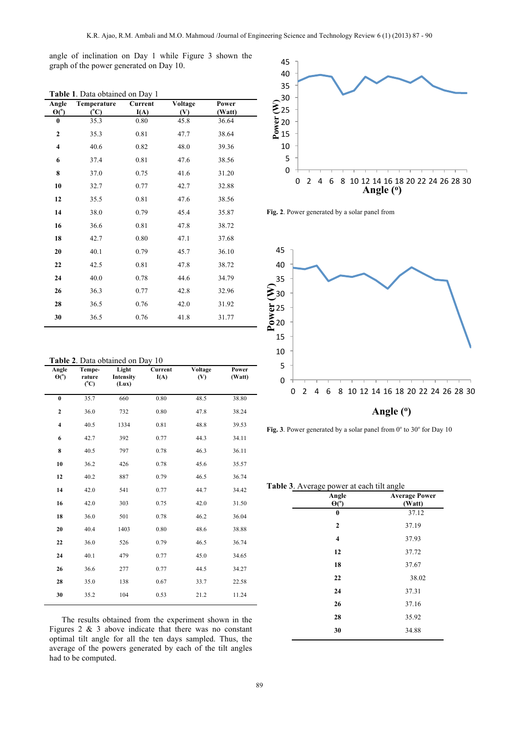angle of inclination on Day 1 while Figure 3 shown the graph of the power generated on Day 10.

**Table 1**. Data obtained on Day 1

| Angle $\Theta(^o)$ | Temperature $(^oC)$ | Current I(A) | Voltage (V) | Power (Watt) |
|---|---|---|---|---|
| **0** | 35.3 | 0.80 | 45.8 | 36.64 |
| **2** | 35.3 | 0.81 | 47.7 | 38.64 |
| **4** | 40.6 | 0.82 | 48.0 | 39.36 |
| **6** | 37.4 | 0.81 | 47.6 | 38.56 |
| **8** | 37.0 | 0.75 | 41.6 | 31.20 |
| **10** | 32.7 | 0.77 | 42.7 | 32.88 |
| **12** | 35.5 | 0.81 | 47.6 | 38.56 |
| **14** | 38.0 | 0.79 | 45.4 | 35.87 |
| **16** | 36.6 | 0.81 | 47.8 | 38.72 |
| **18** | 42.7 | 0.80 | 47.1 | 37.68 |
| **20** | 40.1 | 0.79 | 45.7 | 36.10 |
| **22** | 42.5 | 0.81 | 47.8 | 38.72 |
| **24** | 40.0 | 0.78 | 44.6 | 34.79 |
| **26** | 36.3 | 0.77 | 42.8 | 32.96 |
| **28** | 36.5 | 0.76 | 42.0 | 31.92 |
| **30** | 36.5 | 0.76 | 41.8 | 31.77 |

**Table 2**. Data obtained on Day 10

| Angle $\Theta(^o)$ | Temperature $(^oC)$ | Light Intensity (Lux) | Current I(A) | Voltage (V) | Power (Watt) |
|---|---|---|---|---|---|
| **0** | 35.7 | 660 | 0.80 | 48.5 | 38.80 |
| **2** | 36.0 | 732 | 0.80 | 47.8 | 38.24 |
| **4** | 40.5 | 1334 | 0.81 | 48.8 | 39.53 |
| **6** | 42.7 | 392 | 0.77 | 44.3 | 34.11 |
| **8** | 40.5 | 797 | 0.78 | 46.3 | 36.11 |
| **10** | 36.2 | 426 | 0.78 | 45.6 | 35.57 |
| **12** | 40.2 | 887 | 0.79 | 46.5 | 36.74 |
| **14** | 42.0 | 541 | 0.77 | 44.7 | 34.42 |
| **16** | 42.0 | 303 | 0.75 | 42.0 | 31.50 |
| **18** | 36.0 | 501 | 0.78 | 46.2 | 36.04 |
| **20** | 40.4 | 1403 | 0.80 | 48.6 | 38.88 |
| **22** | 36.0 | 526 | 0.79 | 46.5 | 36.74 |
| **24** | 40.1 | 479 | 0.77 | 45.0 | 34.65 |
| **26** | 36.6 | 277 | 0.77 | 44.5 | 34.27 |
| **28** | 35.0 | 138 | 0.67 | 33.7 | 22.58 |
| **30** | 35.2 | 104 | 0.53 | 21.2 | 11.24 |

The results obtained from the experiment shown in the Figures 2 & 3 above indicate that there was no constant optimal tilt angle for all the ten days sampled. Thus, the average of the powers generated by each of the tilt angles had to be computed.

**Fig. 2**. Power generated by a solar panel from

**Fig. 3**. Power generated by a solar panel from $0^o$ to $30^o$ for Day 10

**Table 3**. Average power at each tilt angle

| Angle $\Theta(^o)$ | Average Power (Watt) |
|---|---|
| **0** | 37.12 |
| **2** | 37.19 |
| **4** | 37.93 |
| **12** | 37.72 |
| **18** | 37.67 |
| **22** | 38.02 |
| **24** | 37.31 |
| **26** | 37.16 |
| **28** | 35.92 |
| **30** | 34.88 |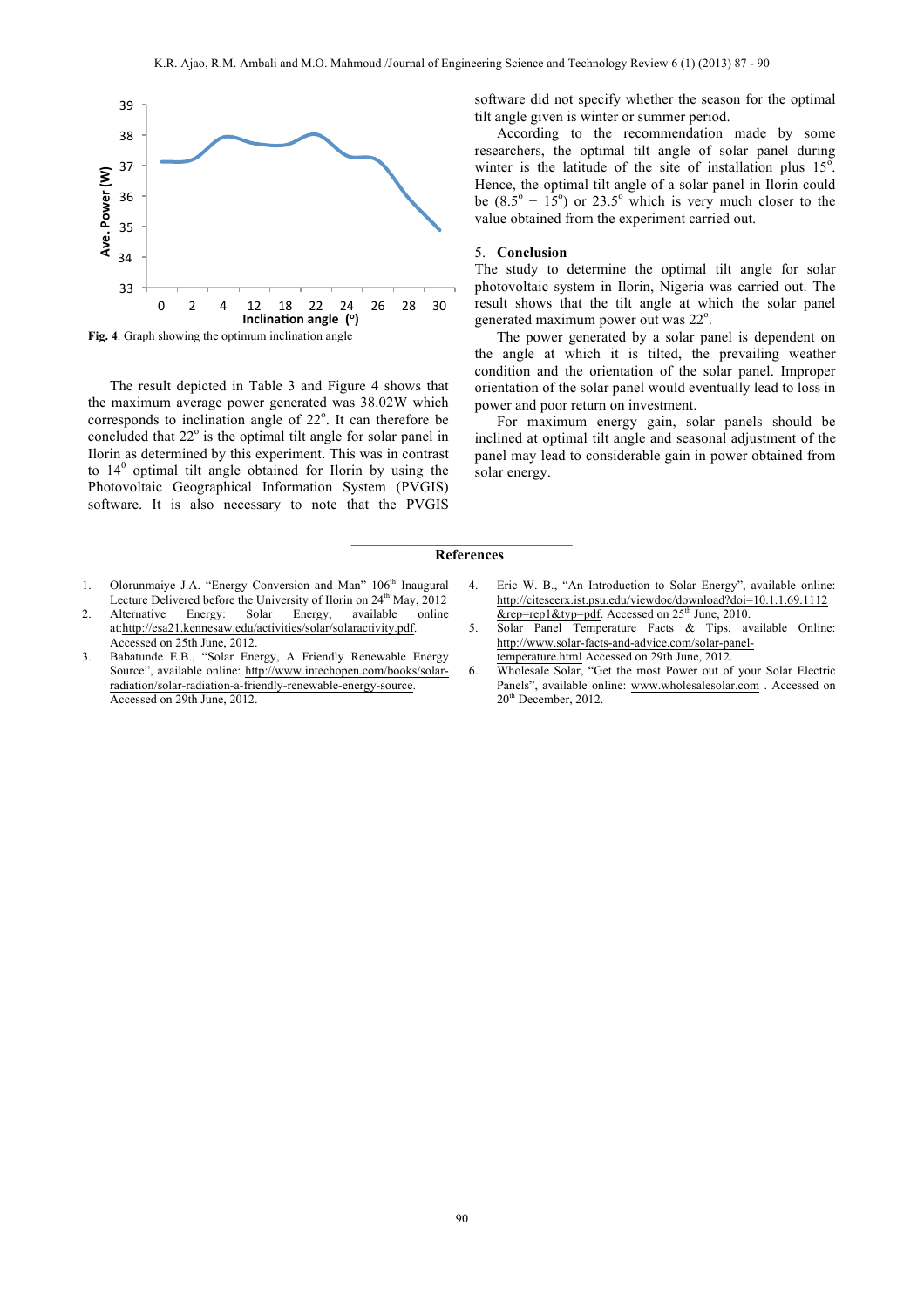39
38
37
36
35
34
33

Ave. Power (W)

0 2 4 12 18 22 24 26 28 30

Inclination angle (°)

**Fig. 4**. Graph showing the optimum inclination angle

The result depicted in Table 3 and Figure 4 shows that the maximum average power generated was 38.02W which corresponds to inclination angle of 22°. It can therefore be concluded that 22° is the optimal tilt angle for solar panel in Ilorin as determined by this experiment. This was in contrast to $14^0$ optimal tilt angle obtained for Ilorin by using the Photovoltaic Geographical Information System (PVGIS) software. It is also necessary to note that the PVGIS software did not specify whether the season for the optimal tilt angle given is winter or summer period.

According to the recommendation made by some researchers, the optimal tilt angle of solar panel during winter is the latitude of the site of installation plus 15°. Hence, the optimal tilt angle of a solar panel in Ilorin could be (8.5° + 15°) or 23.5° which is very much closer to the value obtained from the experiment carried out.

## 5. Conclusion

The study to determine the optimal tilt angle for solar photovoltaic system in Ilorin, Nigeria was carried out. The result shows that the tilt angle at which the solar panel generated maximum power out was 22°.

The power generated by a solar panel is dependent on the angle at which it is tilted, the prevailing weather condition and the orientation of the solar panel. Improper orientation of the solar panel would eventually lead to loss in power and poor return on investment.

For maximum energy gain, solar panels should be inclined at optimal tilt angle and seasonal adjustment of the panel may lead to considerable gain in power obtained from solar energy.

## References

1. Olorunmaiye J.A. "Energy Conversion and Man" 106th Inaugural Lecture Delivered before the University of Ilorin on 24th May, 2012
2. Alternative Energy: Solar Energy, available online at:http://esa21.kennesaw.edu/activities/solar/solaractivity.pdf. Accessed on 25th June, 2012.
3. Babatunde E.B., "Solar Energy, A Friendly Renewable Energy Source", available online: http://www.intechopen.com/books/solar-radiation/solar-radiation-a-friendly-renewable-energy-source. Accessed on 29th June, 2012.
4. Eric W. B., "An Introduction to Solar Energy", available online: http://citeseerx.ist.psu.edu/viewdoc/download?doi=10.1.1.69.1112&rep=rep1&typ=pdf. Accessed on 25th June, 2010.
5. Solar Panel Temperature Facts & Tips, available Online: http://www.solar-facts-and-advice.com/solar-panel-temperature.html Accessed on 29th June, 2012.
6. Wholesale Solar, "Get the most Power out of your Solar Electric Panels", available online: www.wholesalesolar.com . Accessed on 20th December, 2012.